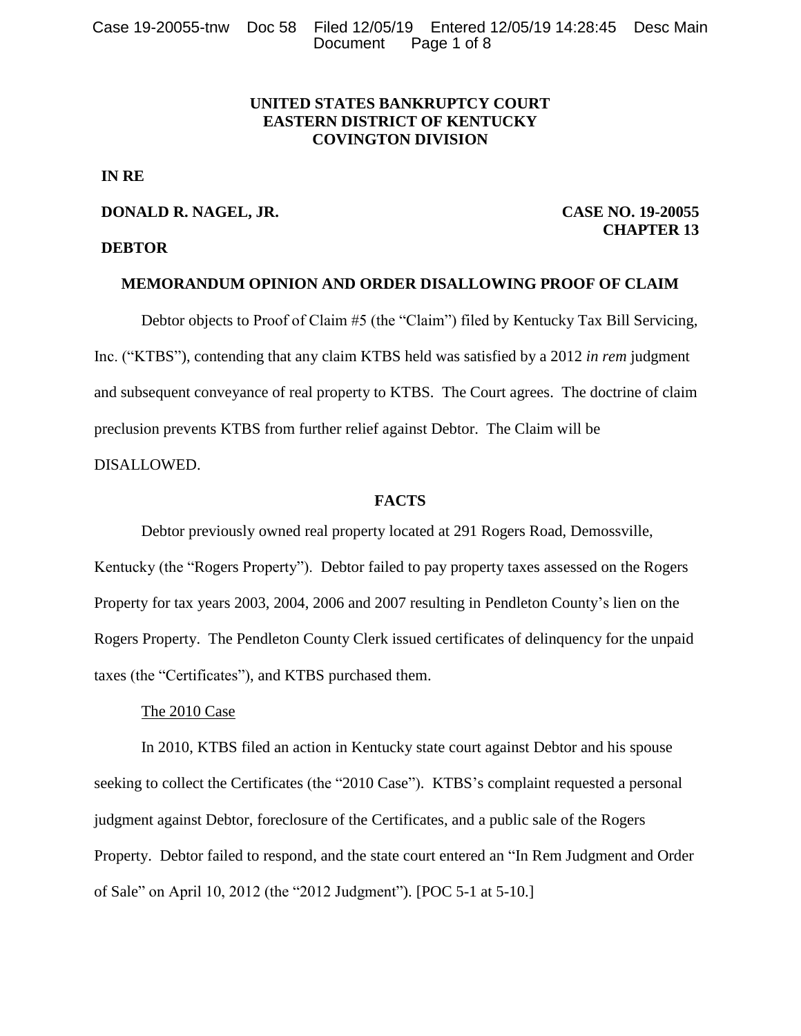**UNITED STATES BANKRUPTCY COURT**
**EASTERN DISTRICT OF KENTUCKY**
**COVINGTON DIVISION**

**IN RE**

**DONALD R. NAGEL, JR.** **CASE NO. 19-20055**
**CHAPTER 13**

**DEBTOR**

## MEMORANDUM OPINION AND ORDER DISALLOWING PROOF OF CLAIM

Debtor objects to Proof of Claim #5 (the "Claim") filed by Kentucky Tax Bill Servicing, Inc. ("KTBS"), contending that any claim KTBS held was satisfied by a 2012 *in rem* judgment and subsequent conveyance of real property to KTBS. The Court agrees. The doctrine of claim preclusion prevents KTBS from further relief against Debtor. The Claim will be DISALLOWED.

### FACTS

Debtor previously owned real property located at 291 Rogers Road, Demossville, Kentucky (the "Rogers Property"). Debtor failed to pay property taxes assessed on the Rogers Property for tax years 2003, 2004, 2006 and 2007 resulting in Pendleton County's lien on the Rogers Property. The Pendleton County Clerk issued certificates of delinquency for the unpaid taxes (the "Certificates"), and KTBS purchased them.

The 2010 Case

In 2010, KTBS filed an action in Kentucky state court against Debtor and his spouse seeking to collect the Certificates (the "2010 Case"). KTBS's complaint requested a personal judgment against Debtor, foreclosure of the Certificates, and a public sale of the Rogers Property. Debtor failed to respond, and the state court entered an "In Rem Judgment and Order of Sale" on April 10, 2012 (the "2012 Judgment"). [POC 5-1 at 5-10.]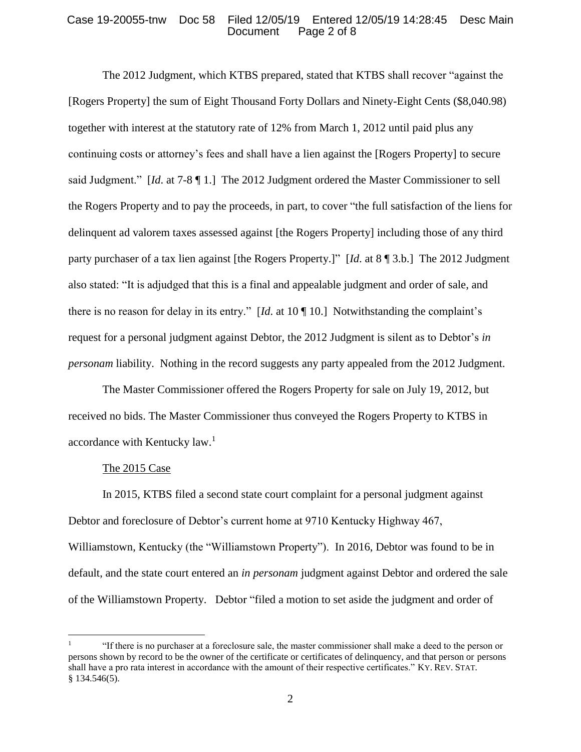The 2012 Judgment, which KTBS prepared, stated that KTBS shall recover "against the [Rogers Property] the sum of Eight Thousand Forty Dollars and Ninety-Eight Cents ($8,040.98) together with interest at the statutory rate of 12% from March 1, 2012 until paid plus any continuing costs or attorney's fees and shall have a lien against the [Rogers Property] to secure said Judgment." [*Id.* at 7-8 ¶ 1.] The 2012 Judgment ordered the Master Commissioner to sell the Rogers Property and to pay the proceeds, in part, to cover "the full satisfaction of the liens for delinquent ad valorem taxes assessed against [the Rogers Property] including those of any third party purchaser of a tax lien against [the Rogers Property.]" [*Id.* at 8 ¶ 3.b.] The 2012 Judgment also stated: "It is adjudged that this is a final and appealable judgment and order of sale, and there is no reason for delay in its entry." [*Id.* at 10 ¶ 10.] Notwithstanding the complaint's request for a personal judgment against Debtor, the 2012 Judgment is silent as to Debtor's *in personam* liability. Nothing in the record suggests any party appealed from the 2012 Judgment.

The Master Commissioner offered the Rogers Property for sale on July 19, 2012, but received no bids. The Master Commissioner thus conveyed the Rogers Property to KTBS in accordance with Kentucky law.[1]

The 2015 Case

In 2015, KTBS filed a second state court complaint for a personal judgment against Debtor and foreclosure of Debtor's current home at 9710 Kentucky Highway 467, Williamstown, Kentucky (the "Williamstown Property"). In 2016, Debtor was found to be in default, and the state court entered an *in personam* judgment against Debtor and ordered the sale of the Williamstown Property. Debtor "filed a motion to set aside the judgment and order of

---

[1] "If there is no purchaser at a foreclosure sale, the master commissioner shall make a deed to the person or persons shown by record to be the owner of the certificate or certificates of delinquency, and that person or persons shall have a pro rata interest in accordance with the amount of their respective certificates." KY. REV. STAT. § 134.546(5).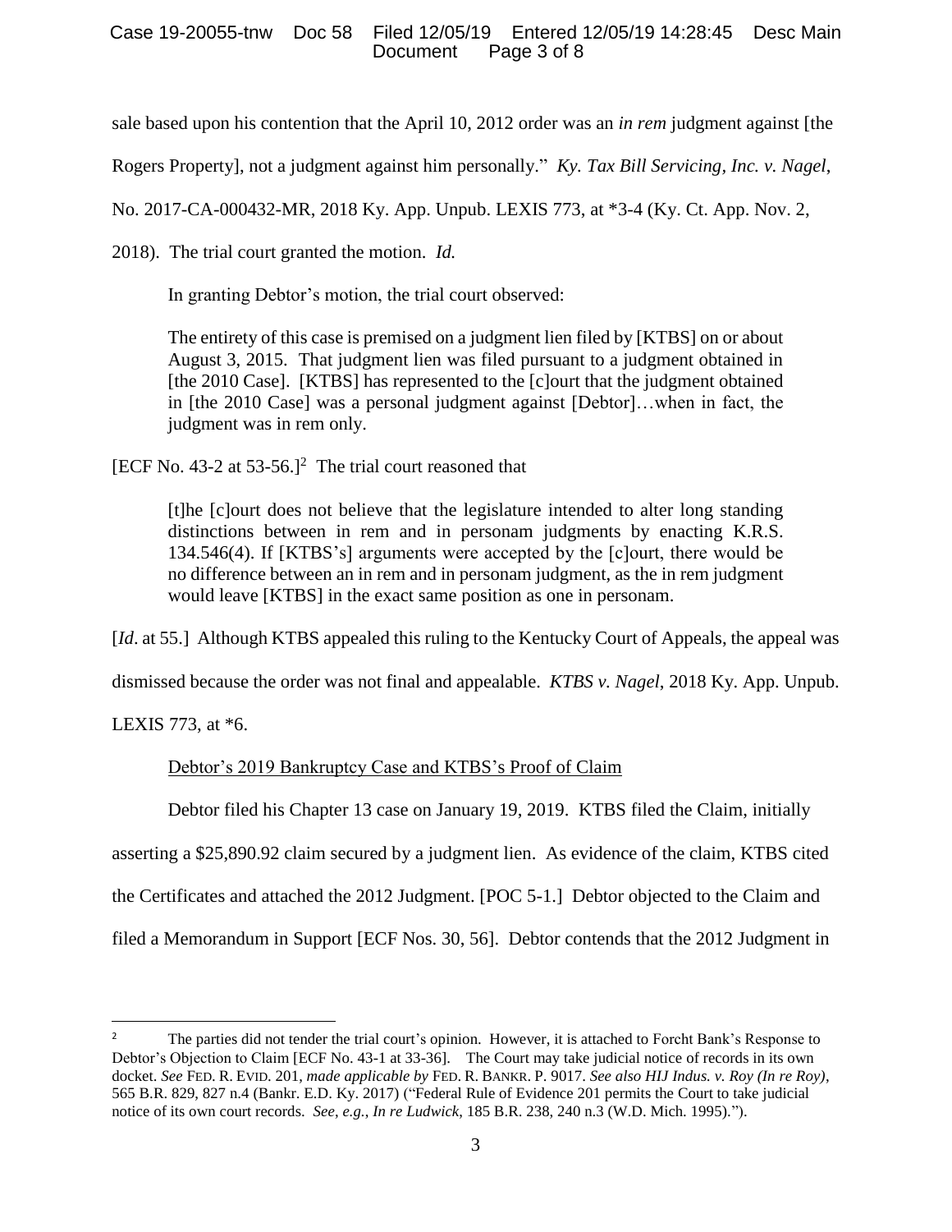sale based upon his contention that the April 10, 2012 order was an *in rem* judgment against [the Rogers Property], not a judgment against him personally." *Ky. Tax Bill Servicing, Inc. v. Nagel*, No. 2017-CA-000432-MR, 2018 Ky. App. Unpub. LEXIS 773, at *3-4 (Ky. Ct. App. Nov. 2, 2018). The trial court granted the motion. *Id.*

In granting Debtor's motion, the trial court observed:

> The entirety of this case is premised on a judgment lien filed by [KTBS] on or about August 3, 2015. That judgment lien was filed pursuant to a judgment obtained in [the 2010 Case]. [KTBS] has represented to the [c]ourt that the judgment obtained in [the 2010 Case] was a personal judgment against [Debtor]…when in fact, the judgment was in rem only.

[ECF No. 43-2 at 53-56.][2] The trial court reasoned that

> [t]he [c]ourt does not believe that the legislature intended to alter long standing distinctions between in rem and in personam judgments by enacting K.R.S. 134.546(4). If [KTBS's] arguments were accepted by the [c]ourt, there would be no difference between an in rem and in personam judgment, as the in rem judgment would leave [KTBS] in the exact same position as one in personam.

[*Id*. at 55.] Although KTBS appealed this ruling to the Kentucky Court of Appeals, the appeal was dismissed because the order was not final and appealable. *KTBS v. Nagel*, 2018 Ky. App. Unpub. LEXIS 773, at *6.

<u>Debtor's 2019 Bankruptcy Case and KTBS's Proof of Claim</u>

Debtor filed his Chapter 13 case on January 19, 2019. KTBS filed the Claim, initially asserting a $25,890.92 claim secured by a judgment lien. As evidence of the claim, KTBS cited the Certificates and attached the 2012 Judgment. [POC 5-1.] Debtor objected to the Claim and filed a Memorandum in Support [ECF Nos. 30, 56]. Debtor contends that the 2012 Judgment in

---

[2] The parties did not tender the trial court's opinion. However, it is attached to Forcht Bank's Response to Debtor's Objection to Claim [ECF No. 43-1 at 33-36]. The Court may take judicial notice of records in its own docket. *See* FED. R. EVID. 201, *made applicable by* FED. R. BANKR. P. 9017. *See also HIJ Indus. v. Roy (In re Roy)*, 565 B.R. 829, 827 n.4 (Bankr. E.D. Ky. 2017) ("Federal Rule of Evidence 201 permits the Court to take judicial notice of its own court records. *See, e.g., In re Ludwick*, 185 B.R. 238, 240 n.3 (W.D. Mich. 1995).").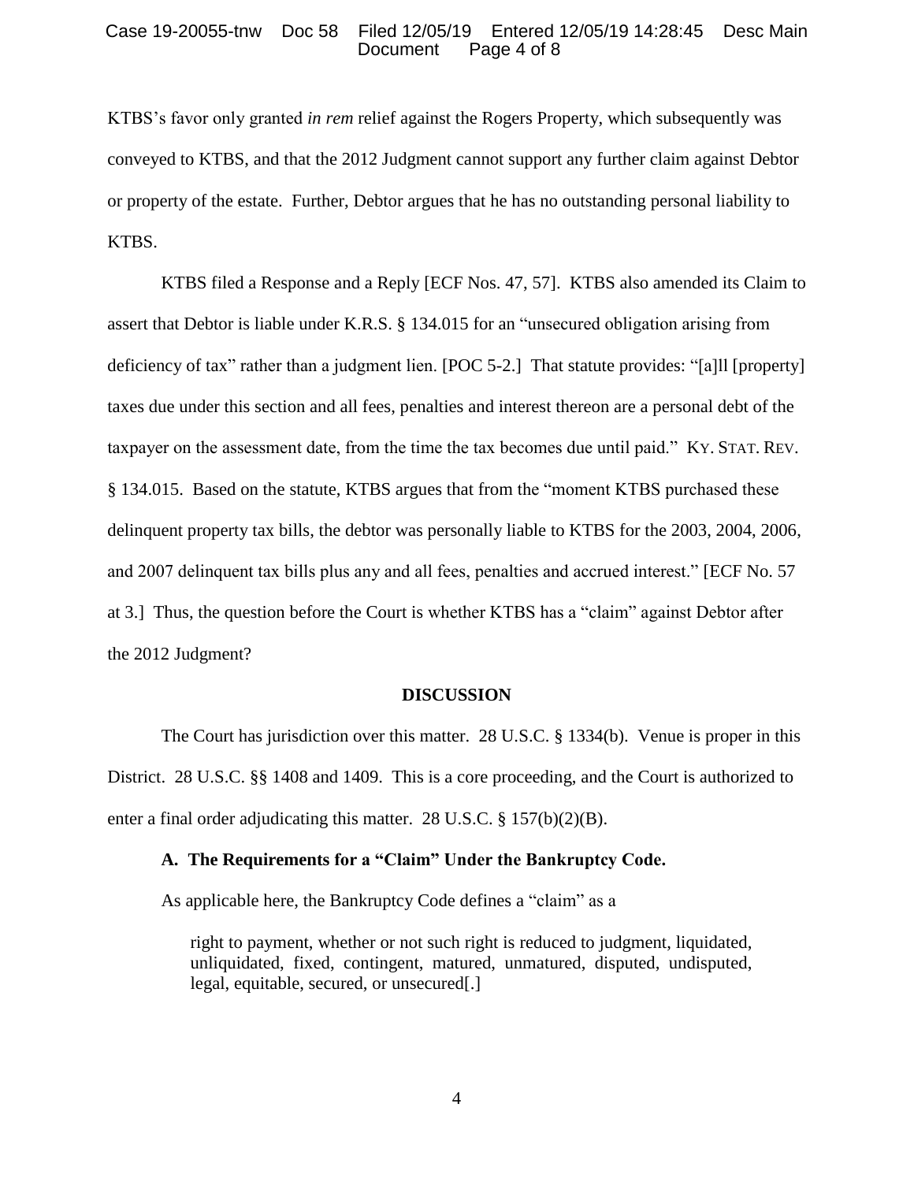KTBS's favor only granted *in rem* relief against the Rogers Property, which subsequently was conveyed to KTBS, and that the 2012 Judgment cannot support any further claim against Debtor or property of the estate. Further, Debtor argues that he has no outstanding personal liability to KTBS.

KTBS filed a Response and a Reply [ECF Nos. 47, 57]. KTBS also amended its Claim to assert that Debtor is liable under K.R.S. § 134.015 for an "unsecured obligation arising from deficiency of tax" rather than a judgment lien. [POC 5-2.] That statute provides: "[a]ll [property] taxes due under this section and all fees, penalties and interest thereon are a personal debt of the taxpayer on the assessment date, from the time the tax becomes due until paid." KY. STAT. REV. § 134.015. Based on the statute, KTBS argues that from the "moment KTBS purchased these delinquent property tax bills, the debtor was personally liable to KTBS for the 2003, 2004, 2006, and 2007 delinquent tax bills plus any and all fees, penalties and accrued interest." [ECF No. 57 at 3.] Thus, the question before the Court is whether KTBS has a "claim" against Debtor after the 2012 Judgment?

## DISCUSSION

The Court has jurisdiction over this matter. 28 U.S.C. § 1334(b). Venue is proper in this District. 28 U.S.C. §§ 1408 and 1409. This is a core proceeding, and the Court is authorized to enter a final order adjudicating this matter. 28 U.S.C. § 157(b)(2)(B).

### A. The Requirements for a "Claim" Under the Bankruptcy Code.

As applicable here, the Bankruptcy Code defines a "claim" as a

> right to payment, whether or not such right is reduced to judgment, liquidated, unliquidated, fixed, contingent, matured, unmatured, disputed, undisputed, legal, equitable, secured, or unsecured[.]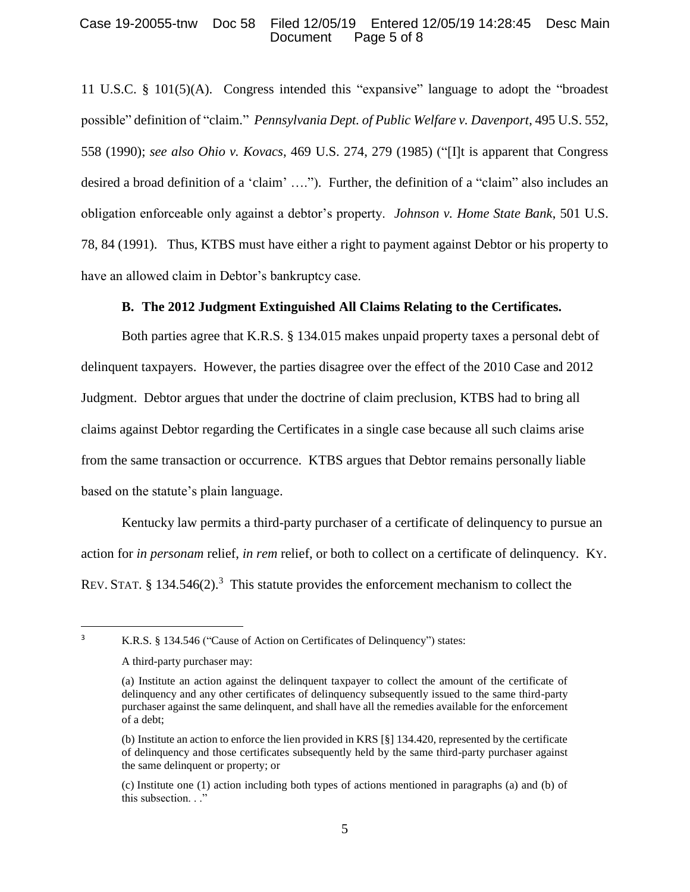11 U.S.C. § 101(5)(A). Congress intended this "expansive" language to adopt the "broadest possible" definition of "claim." *Pennsylvania Dept. of Public Welfare v. Davenport*, 495 U.S. 552, 558 (1990); *see also Ohio v. Kovacs*, 469 U.S. 274, 279 (1985) ("[I]t is apparent that Congress desired a broad definition of a 'claim' …."). Further, the definition of a "claim" also includes an obligation enforceable only against a debtor's property. *Johnson v. Home State Bank*, 501 U.S. 78, 84 (1991). Thus, KTBS must have either a right to payment against Debtor or his property to have an allowed claim in Debtor's bankruptcy case.

**B. The 2012 Judgment Extinguished All Claims Relating to the Certificates.**

Both parties agree that K.R.S. § 134.015 makes unpaid property taxes a personal debt of delinquent taxpayers. However, the parties disagree over the effect of the 2010 Case and 2012 Judgment. Debtor argues that under the doctrine of claim preclusion, KTBS had to bring all claims against Debtor regarding the Certificates in a single case because all such claims arise from the same transaction or occurrence. KTBS argues that Debtor remains personally liable based on the statute's plain language.

Kentucky law permits a third-party purchaser of a certificate of delinquency to pursue an action for *in personam* relief, *in rem* relief, or both to collect on a certificate of delinquency. KY. REV. STAT. § 134.546(2).[3] This statute provides the enforcement mechanism to collect the

---

[3] K.R.S. § 134.546 ("Cause of Action on Certificates of Delinquency") states:

A third-party purchaser may:

(a) Institute an action against the delinquent taxpayer to collect the amount of the certificate of delinquency and any other certificates of delinquency subsequently issued to the same third-party purchaser against the same delinquent, and shall have all the remedies available for the enforcement of a debt;

(b) Institute an action to enforce the lien provided in KRS [§] 134.420, represented by the certificate of delinquency and those certificates subsequently held by the same third-party purchaser against the same delinquent or property; or

(c) Institute one (1) action including both types of actions mentioned in paragraphs (a) and (b) of this subsection. . ."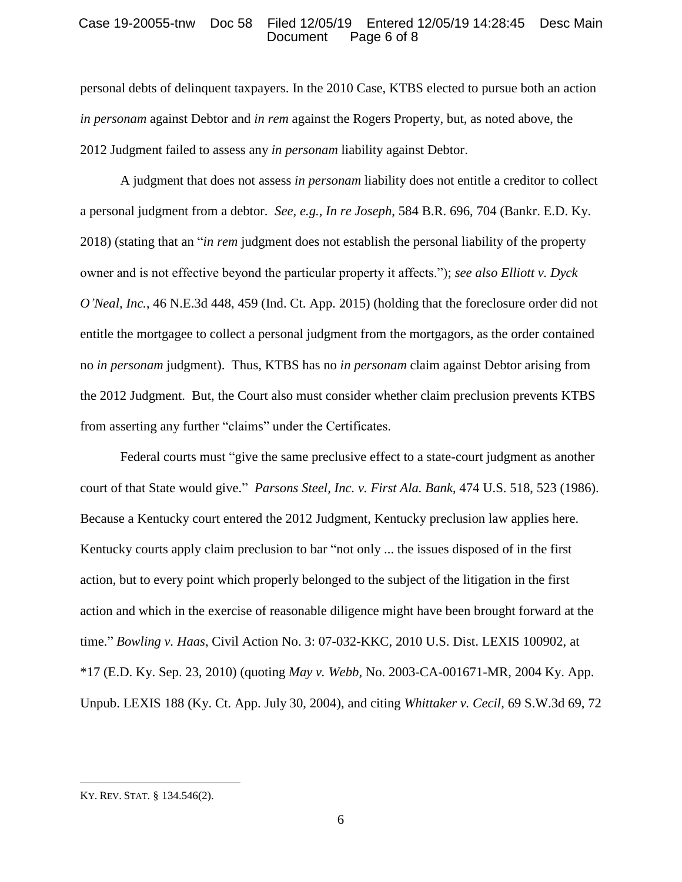personal debts of delinquent taxpayers. In the 2010 Case, KTBS elected to pursue both an action *in personam* against Debtor and *in rem* against the Rogers Property, but, as noted above, the 2012 Judgment failed to assess any *in personam* liability against Debtor.

A judgment that does not assess *in personam* liability does not entitle a creditor to collect a personal judgment from a debtor. *See, e.g.*, *In re Joseph*, 584 B.R. 696, 704 (Bankr. E.D. Ky. 2018) (stating that an "*in rem* judgment does not establish the personal liability of the property owner and is not effective beyond the particular property it affects."); *see also Elliott v. Dyck O'Neal, Inc.*, 46 N.E.3d 448, 459 (Ind. Ct. App. 2015) (holding that the foreclosure order did not entitle the mortgagee to collect a personal judgment from the mortgagors, as the order contained no *in personam* judgment). Thus, KTBS has no *in personam* claim against Debtor arising from the 2012 Judgment. But, the Court also must consider whether claim preclusion prevents KTBS from asserting any further "claims" under the Certificates.

Federal courts must "give the same preclusive effect to a state-court judgment as another court of that State would give." *Parsons Steel, Inc. v. First Ala. Bank*, 474 U.S. 518, 523 (1986). Because a Kentucky court entered the 2012 Judgment, Kentucky preclusion law applies here. Kentucky courts apply claim preclusion to bar "not only ... the issues disposed of in the first action, but to every point which properly belonged to the subject of the litigation in the first action and which in the exercise of reasonable diligence might have been brought forward at the time." *Bowling v. Haas*, Civil Action No. 3: 07-032-KKC, 2010 U.S. Dist. LEXIS 100902, at *17 (E.D. Ky. Sep. 23, 2010) (quoting *May v. Webb*, No. 2003-CA-001671-MR, 2004 Ky. App. Unpub. LEXIS 188 (Ky. Ct. App. July 30, 2004), and citing *Whittaker v. Cecil*, 69 S.W.3d 69, 72

---

KY. REV. STAT. § 134.546(2).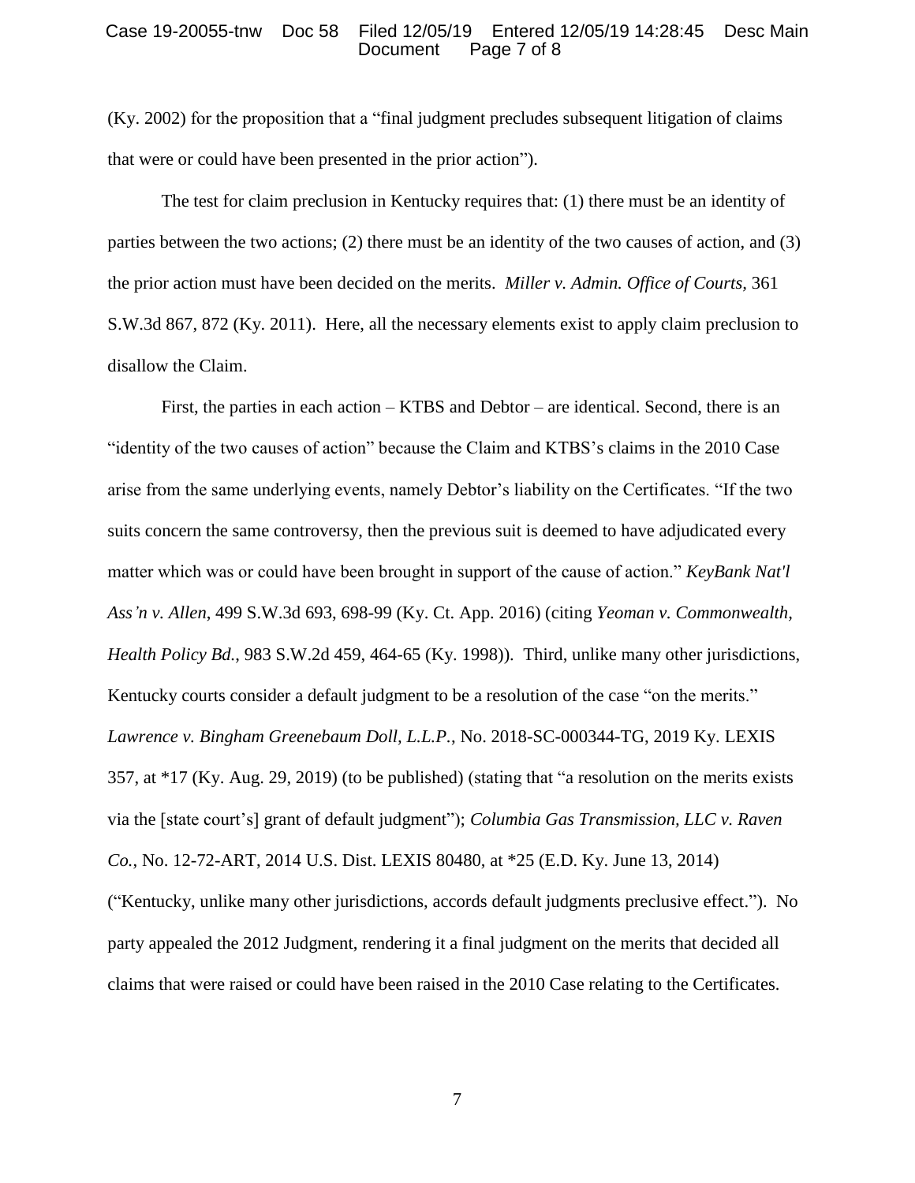(Ky. 2002) for the proposition that a "final judgment precludes subsequent litigation of claims that were or could have been presented in the prior action").

The test for claim preclusion in Kentucky requires that: (1) there must be an identity of parties between the two actions; (2) there must be an identity of the two causes of action, and (3) the prior action must have been decided on the merits. *Miller v. Admin. Office of Courts*, 361 S.W.3d 867, 872 (Ky. 2011). Here, all the necessary elements exist to apply claim preclusion to disallow the Claim.

First, the parties in each action – KTBS and Debtor – are identical. Second, there is an "identity of the two causes of action" because the Claim and KTBS's claims in the 2010 Case arise from the same underlying events, namely Debtor's liability on the Certificates. "If the two suits concern the same controversy, then the previous suit is deemed to have adjudicated every matter which was or could have been brought in support of the cause of action." *KeyBank Nat'l Ass'n v. Allen*, 499 S.W.3d 693, 698-99 (Ky. Ct. App. 2016) (citing *Yeoman v. Commonwealth, Health Policy Bd.*, 983 S.W.2d 459, 464-65 (Ky. 1998)). Third, unlike many other jurisdictions, Kentucky courts consider a default judgment to be a resolution of the case "on the merits." *Lawrence v. Bingham Greenebaum Doll, L.L.P.*, No. 2018-SC-000344-TG, 2019 Ky. LEXIS 357, at *17 (Ky. Aug. 29, 2019) (to be published) (stating that "a resolution on the merits exists via the [state court's] grant of default judgment"); *Columbia Gas Transmission, LLC v. Raven Co.*, No. 12-72-ART, 2014 U.S. Dist. LEXIS 80480, at *25 (E.D. Ky. June 13, 2014) ("Kentucky, unlike many other jurisdictions, accords default judgments preclusive effect."). No party appealed the 2012 Judgment, rendering it a final judgment on the merits that decided all claims that were raised or could have been raised in the 2010 Case relating to the Certificates.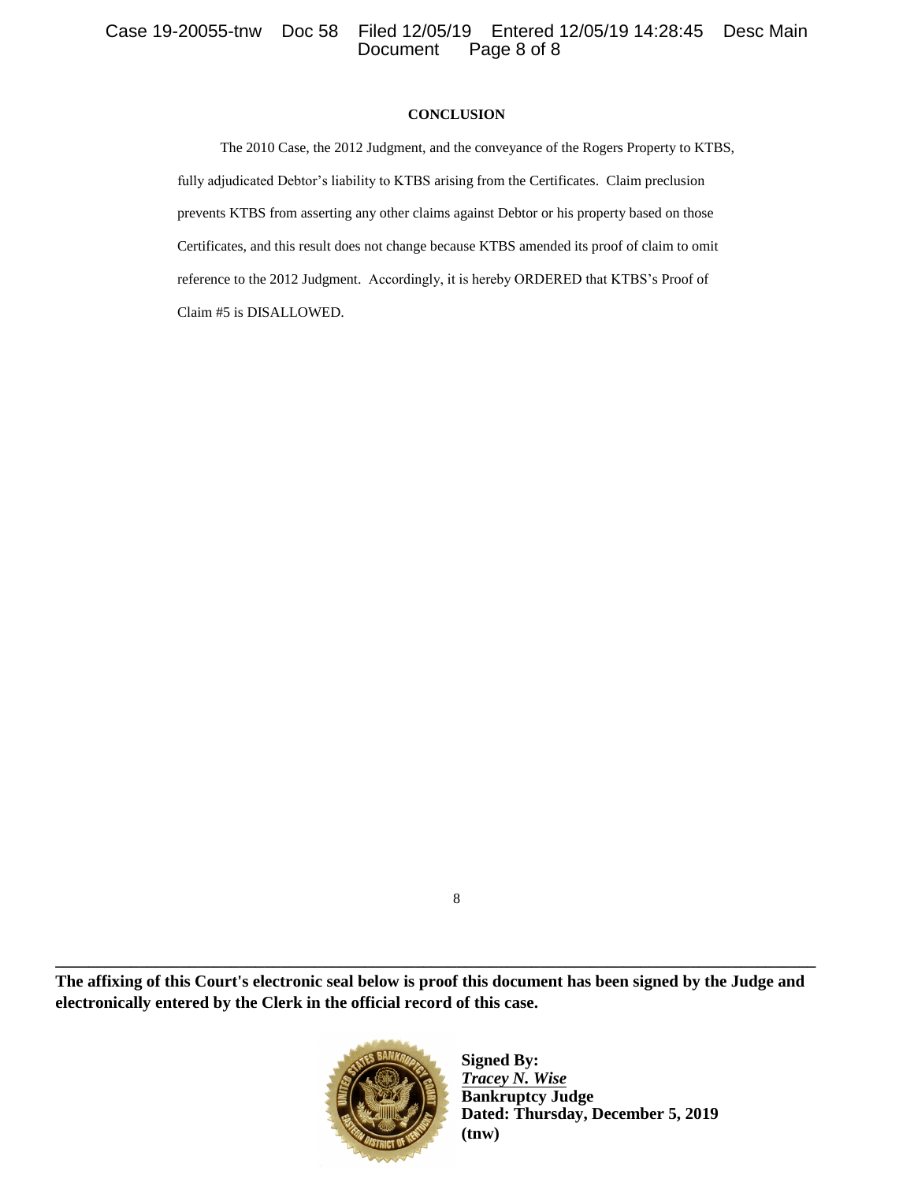**CONCLUSION**

The 2010 Case, the 2012 Judgment, and the conveyance of the Rogers Property to KTBS, fully adjudicated Debtor's liability to KTBS arising from the Certificates. Claim preclusion prevents KTBS from asserting any other claims against Debtor or his property based on those Certificates, and this result does not change because KTBS amended its proof of claim to omit reference to the 2012 Judgment. Accordingly, it is hereby ORDERED that KTBS's Proof of Claim #5 is DISALLOWED.

---

**The affixing of this Court's electronic seal below is proof this document has been signed by the Judge and electronically entered by the Clerk in the official record of this case.**

**Signed By:**
***Tracey N. Wise***
**Bankruptcy Judge**
**Dated: Thursday, December 5, 2019**
**(tnw)**